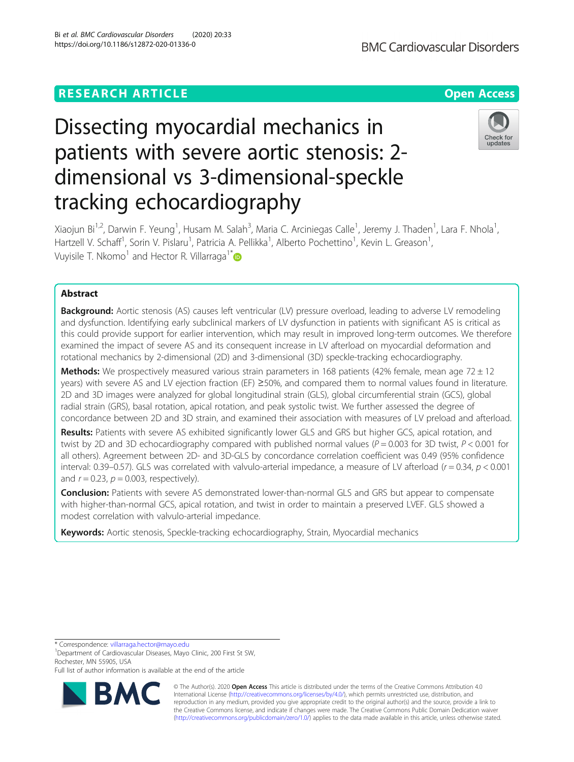RESEARCH ARTICLE

Open Access

# Dissecting myocardial mechanics in patients with severe aortic stenosis: 2-dimensional vs 3-dimensional-speckle tracking echocardiography

Xiaojun Bi[1,2], Darwin F. Yeung[1], Husam M. Salah[3], Maria C. Arciniegas Calle[1], Jeremy J. Thaden[1], Lara F. Nhola[1], Hartzell V. Schaff[1], Sorin V. Pislaru[1], Patricia A. Pellikka[1], Alberto Pochettino[1], Kevin L. Greason[1], Vuyisile T. Nkomo[1] and Hector R. Villarraga[1*]

## Abstract

**Background:** Aortic stenosis (AS) causes left ventricular (LV) pressure overload, leading to adverse LV remodeling and dysfunction. Identifying early subclinical markers of LV dysfunction in patients with significant AS is critical as this could provide support for earlier intervention, which may result in improved long-term outcomes. We therefore examined the impact of severe AS and its consequent increase in LV afterload on myocardial deformation and rotational mechanics by 2-dimensional (2D) and 3-dimensional (3D) speckle-tracking echocardiography.

**Methods:** We prospectively measured various strain parameters in 168 patients (42% female, mean age 72 ± 12 years) with severe AS and LV ejection fraction (EF) ≥50%, and compared them to normal values found in literature. 2D and 3D images were analyzed for global longitudinal strain (GLS), global circumferential strain (GCS), global radial strain (GRS), basal rotation, apical rotation, and peak systolic twist. We further assessed the degree of concordance between 2D and 3D strain, and examined their association with measures of LV preload and afterload.

**Results:** Patients with severe AS exhibited significantly lower GLS and GRS but higher GCS, apical rotation, and twist by 2D and 3D echocardiography compared with published normal values ($P = 0.003$ for 3D twist, $P < 0.001$ for all others). Agreement between 2D- and 3D-GLS by concordance correlation coefficient was 0.49 (95% confidence interval: 0.39–0.57). GLS was correlated with valvulo-arterial impedance, a measure of LV afterload ($r = 0.34$, $p < 0.001$ and $r = 0.23$, $p = 0.003$, respectively).

**Conclusion:** Patients with severe AS demonstrated lower-than-normal GLS and GRS but appear to compensate with higher-than-normal GCS, apical rotation, and twist in order to maintain a preserved LVEF. GLS showed a modest correlation with valvulo-arterial impedance.

**Keywords:** Aortic stenosis, Speckle-tracking echocardiography, Strain, Myocardial mechanics

---

* Correspondence: villarraga.hector@mayo.edu
[1]Department of Cardiovascular Diseases, Mayo Clinic, 200 First St SW, Rochester, MN 55905, USA
Full list of author information is available at the end of the article

© The Author(s). 2020 **Open Access** This article is distributed under the terms of the Creative Commons Attribution 4.0 International License (http://creativecommons.org/licenses/by/4.0/), which permits unrestricted use, distribution, and reproduction in any medium, provided you give appropriate credit to the original author(s) and the source, provide a link to the Creative Commons license, and indicate if changes were made. The Creative Commons Public Domain Dedication waiver (http://creativecommons.org/publicdomain/zero/1.0/) applies to the data made available in this article, unless otherwise stated.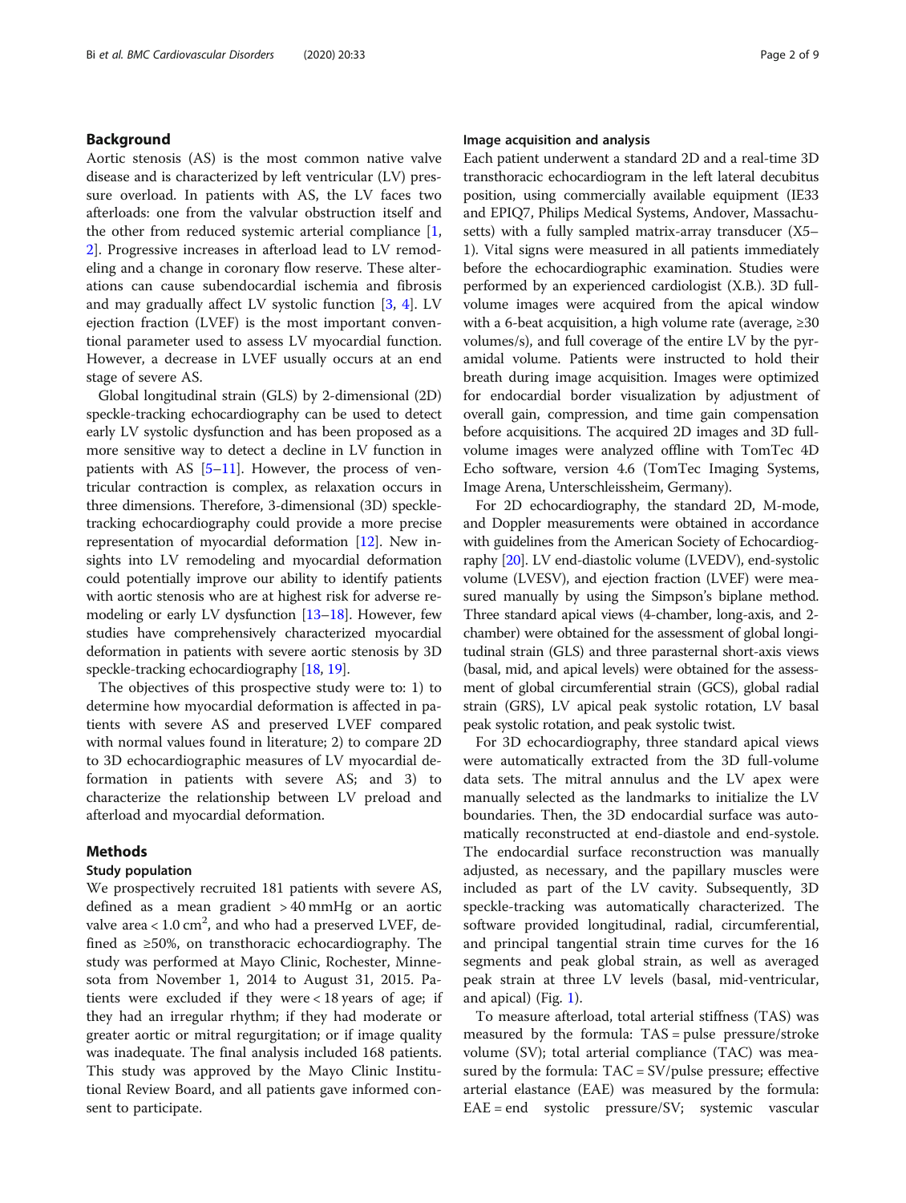## Background

Aortic stenosis (AS) is the most common native valve disease and is characterized by left ventricular (LV) pressure overload. In patients with AS, the LV faces two afterloads: one from the valvular obstruction itself and the other from reduced systemic arterial compliance [1, 2]. Progressive increases in afterload lead to LV remodeling and a change in coronary flow reserve. These alterations can cause subendocardial ischemia and fibrosis and may gradually affect LV systolic function [3, 4]. LV ejection fraction (LVEF) is the most important conventional parameter used to assess LV myocardial function. However, a decrease in LVEF usually occurs at an end stage of severe AS.

Global longitudinal strain (GLS) by 2-dimensional (2D) speckle-tracking echocardiography can be used to detect early LV systolic dysfunction and has been proposed as a more sensitive way to detect a decline in LV function in patients with AS [5–11]. However, the process of ventricular contraction is complex, as relaxation occurs in three dimensions. Therefore, 3-dimensional (3D) speckle-tracking echocardiography could provide a more precise representation of myocardial deformation [12]. New insights into LV remodeling and myocardial deformation could potentially improve our ability to identify patients with aortic stenosis who are at highest risk for adverse remodeling or early LV dysfunction [13–18]. However, few studies have comprehensively characterized myocardial deformation in patients with severe aortic stenosis by 3D speckle-tracking echocardiography [18, 19].

The objectives of this prospective study were to: 1) to determine how myocardial deformation is affected in patients with severe AS and preserved LVEF compared with normal values found in literature; 2) to compare 2D to 3D echocardiographic measures of LV myocardial deformation in patients with severe AS; and 3) to characterize the relationship between LV preload and afterload and myocardial deformation.

## Methods

### Study population

We prospectively recruited 181 patients with severe AS, defined as a mean gradient > 40 mmHg or an aortic valve area < 1.0 cm$^2$, and who had a preserved LVEF, defined as ≥50%, on transthoracic echocardiography. The study was performed at Mayo Clinic, Rochester, Minnesota from November 1, 2014 to August 31, 2015. Patients were excluded if they were < 18 years of age; if they had an irregular rhythm; if they had moderate or greater aortic or mitral regurgitation; or if image quality was inadequate. The final analysis included 168 patients. This study was approved by the Mayo Clinic Institutional Review Board, and all patients gave informed consent to participate.

### Image acquisition and analysis

Each patient underwent a standard 2D and a real-time 3D transthoracic echocardiogram in the left lateral decubitus position, using commercially available equipment (IE33 and EPIQ7, Philips Medical Systems, Andover, Massachusetts) with a fully sampled matrix-array transducer (X5–1). Vital signs were measured in all patients immediately before the echocardiographic examination. Studies were performed by an experienced cardiologist (X.B.). 3D full-volume images were acquired from the apical window with a 6-beat acquisition, a high volume rate (average, ≥30 volumes/s), and full coverage of the entire LV by the pyramidal volume. Patients were instructed to hold their breath during image acquisition. Images were optimized for endocardial border visualization by adjustment of overall gain, compression, and time gain compensation before acquisitions. The acquired 2D images and 3D full-volume images were analyzed offline with TomTec 4D Echo software, version 4.6 (TomTec Imaging Systems, Image Arena, Unterschleissheim, Germany).

For 2D echocardiography, the standard 2D, M-mode, and Doppler measurements were obtained in accordance with guidelines from the American Society of Echocardiography [20]. LV end-diastolic volume (LVEDV), end-systolic volume (LVESV), and ejection fraction (LVEF) were measured manually by using the Simpson's biplane method. Three standard apical views (4-chamber, long-axis, and 2-chamber) were obtained for the assessment of global longitudinal strain (GLS) and three parasternal short-axis views (basal, mid, and apical levels) were obtained for the assessment of global circumferential strain (GCS), global radial strain (GRS), LV apical peak systolic rotation, LV basal peak systolic rotation, and peak systolic twist.

For 3D echocardiography, three standard apical views were automatically extracted from the 3D full-volume data sets. The mitral annulus and the LV apex were manually selected as the landmarks to initialize the LV boundaries. Then, the 3D endocardial surface was automatically reconstructed at end-diastole and end-systole. The endocardial surface reconstruction was manually adjusted, as necessary, and the papillary muscles were included as part of the LV cavity. Subsequently, 3D speckle-tracking was automatically characterized. The software provided longitudinal, radial, circumferential, and principal tangential strain time curves for the 16 segments and peak global strain, as well as averaged peak strain at three LV levels (basal, mid-ventricular, and apical) (Fig. 1).

To measure afterload, total arterial stiffness (TAS) was measured by the formula: TAS = pulse pressure/stroke volume (SV); total arterial compliance (TAC) was measured by the formula: TAC = SV/pulse pressure; effective arterial elastance (EAE) was measured by the formula: EAE = end systolic pressure/SV; systemic vascular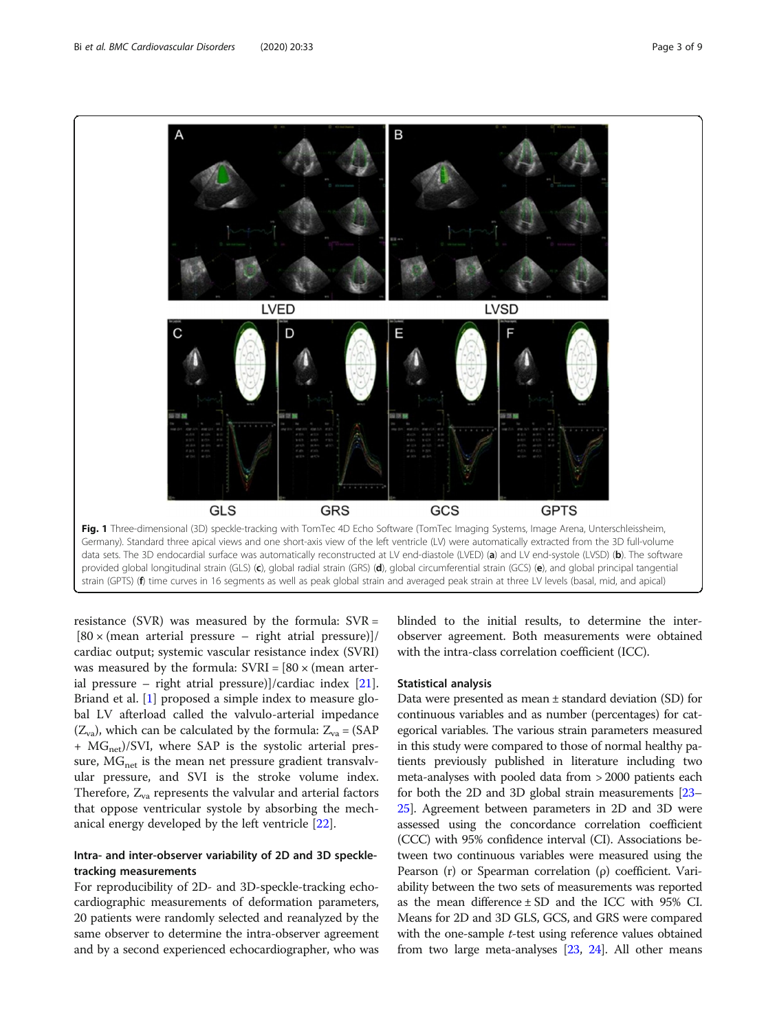Fig. 1 Three-dimensional (3D) speckle-tracking with TomTec 4D Echo Software (TomTec Imaging Systems, Image Arena, Unterschleissheim, Germany). Standard three apical views and one short-axis view of the left ventricle (LV) were automatically extracted from the 3D full-volume data sets. The 3D endocardial surface was automatically reconstructed at LV end-diastole (LVED) (**a**) and LV end-systole (LVSD) (**b**). The software provided global longitudinal strain (GLS) (**c**), global radial strain (GRS) (**d**), global circumferential strain (GCS) (**e**), and global principal tangential strain (GPTS) (**f**) time curves in 16 segments as well as peak global strain and averaged peak strain at three LV levels (basal, mid, and apical)

resistance (SVR) was measured by the formula: SVR = [80 × (mean arterial pressure − right atrial pressure)]/cardiac output; systemic vascular resistance index (SVRI) was measured by the formula: SVRI = [80 × (mean arterial pressure − right atrial pressure)]/cardiac index [21]. Briand et al. [1] proposed a simple index to measure global LV afterload called the valvulo-arterial impedance ($Z_{va}$), which can be calculated by the formula: $Z_{va} = (SAP + MG_{net})/SVI$, where SAP is the systolic arterial pressure, $MG_{net}$ is the mean net pressure gradient transvalvular pressure, and SVI is the stroke volume index. Therefore, $Z_{va}$ represents the valvular and arterial factors that oppose ventricular systole by absorbing the mechanical energy developed by the left ventricle [22].

### Intra- and inter-observer variability of 2D and 3D speckle-tracking measurements

For reproducibility of 2D- and 3D-speckle-tracking echocardiographic measurements of deformation parameters, 20 patients were randomly selected and reanalyzed by the same observer to determine the intra-observer agreement and by a second experienced echocardiographer, who was blinded to the initial results, to determine the inter-observer agreement. Both measurements were obtained with the intra-class correlation coefficient (ICC).

### Statistical analysis

Data were presented as mean ± standard deviation (SD) for continuous variables and as number (percentages) for categorical variables. The various strain parameters measured in this study were compared to those of normal healthy patients previously published in literature including two meta-analyses with pooled data from > 2000 patients each for both the 2D and 3D global strain measurements [23–25]. Agreement between parameters in 2D and 3D were assessed using the concordance correlation coefficient (CCC) with 95% confidence interval (CI). Associations between two continuous variables were measured using the Pearson (r) or Spearman correlation (ρ) coefficient. Variability between the two sets of measurements was reported as the mean difference ± SD and the ICC with 95% CI. Means for 2D and 3D GLS, GCS, and GRS were compared with the one-sample *t*-test using reference values obtained from two large meta-analyses [23, 24]. All other means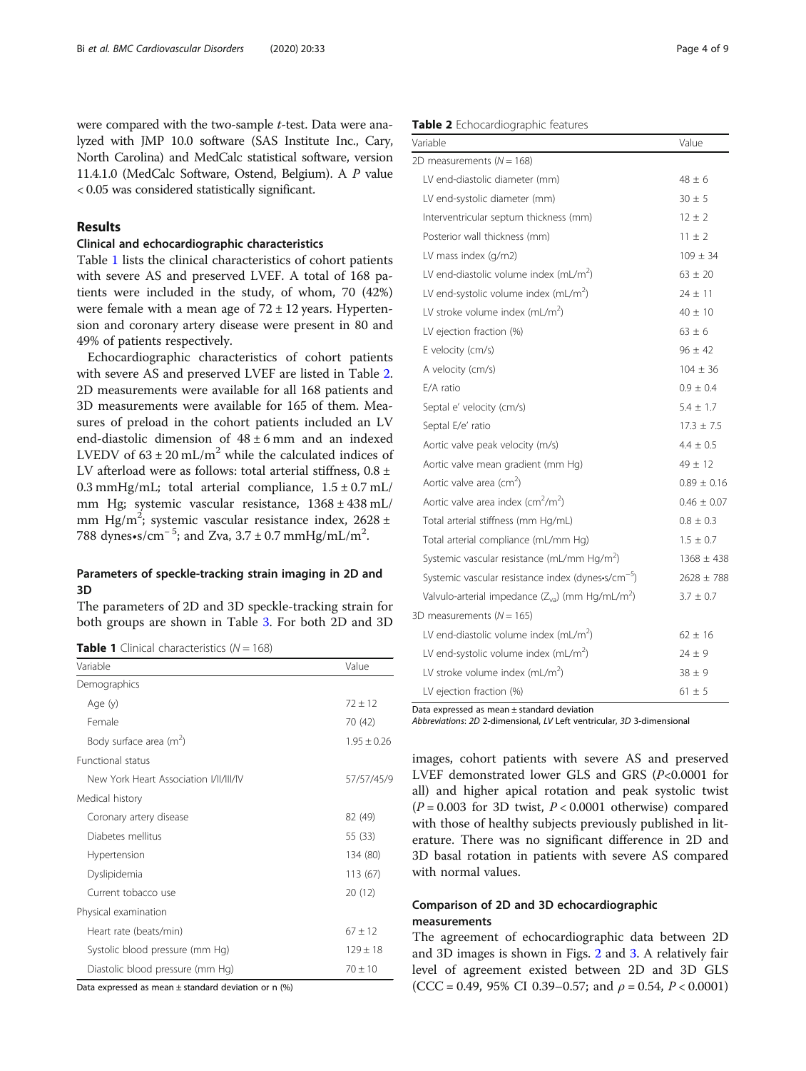were compared with the two-sample *t*-test. Data were analyzed with JMP 10.0 software (SAS Institute Inc., Cary, North Carolina) and MedCalc statistical software, version 11.4.1.0 (MedCalc Software, Ostend, Belgium). A *P* value < 0.05 was considered statistically significant.

## Results

### Clinical and echocardiographic characteristics

Table 1 lists the clinical characteristics of cohort patients with severe AS and preserved LVEF. A total of 168 patients were included in the study, of whom, 70 (42%) were female with a mean age of 72 ± 12 years. Hypertension and coronary artery disease were present in 80 and 49% of patients respectively.

Echocardiographic characteristics of cohort patients with severe AS and preserved LVEF are listed in Table 2. 2D measurements were available for all 168 patients and 3D measurements were available for 165 of them. Measures of preload in the cohort patients included an LV end-diastolic dimension of 48 ± 6 mm and an indexed LVEDV of 63 ± 20 mL/m$^2$ while the calculated indices of LV afterload were as follows: total arterial stiffness, 0.8 ± 0.3 mmHg/mL; total arterial compliance, 1.5 ± 0.7 mL/mm Hg; systemic vascular resistance, 1368 ± 438 mL/mm Hg/m$^2$; systemic vascular resistance index, 2628 ± 788 dynes•s/cm$^{-5}$; and Zva, 3.7 ± 0.7 mmHg/mL/m$^2$.

**Table 1** Clinical characteristics ($N = 168$)

| Variable | Value |
|---|---|
| Demographics | |
| Age (y) | 72 ± 12 |
| Female | 70 (42) |
| Body surface area (m$^2$) | 1.95 ± 0.26 |
| Functional status | |
| New York Heart Association I/II/III/IV | 57/57/45/9 |
| Medical history | |
| Coronary artery disease | 82 (49) |
| Diabetes mellitus | 55 (33) |
| Hypertension | 134 (80) |
| Dyslipidemia | 113 (67) |
| Current tobacco use | 20 (12) |
| Physical examination | |
| Heart rate (beats/min) | 67 ± 12 |
| Systolic blood pressure (mm Hg) | 129 ± 18 |
| Diastolic blood pressure (mm Hg) | 70 ± 10 |

Data expressed as mean ± standard deviation or n (%)

**Table 2** Echocardiographic features

| Variable | Value |
|---|---|
| 2D measurements ($N = 168$) | |
| LV end-diastolic diameter (mm) | 48 ± 6 |
| LV end-systolic diameter (mm) | 30 ± 5 |
| Interventricular septum thickness (mm) | 12 ± 2 |
| Posterior wall thickness (mm) | 11 ± 2 |
| LV mass index (g/m2) | 109 ± 34 |
| LV end-diastolic volume index (mL/m$^2$) | 63 ± 20 |
| LV end-systolic volume index (mL/m$^2$) | 24 ± 11 |
| LV stroke volume index (mL/m$^2$) | 40 ± 10 |
| LV ejection fraction (%) | 63 ± 6 |
| E velocity (cm/s) | 96 ± 42 |
| A velocity (cm/s) | 104 ± 36 |
| E/A ratio | 0.9 ± 0.4 |
| Septal e' velocity (cm/s) | 5.4 ± 1.7 |
| Septal E/e' ratio | 17.3 ± 7.5 |
| Aortic valve peak velocity (m/s) | 4.4 ± 0.5 |
| Aortic valve mean gradient (mm Hg) | 49 ± 12 |
| Aortic valve area (cm$^2$) | 0.89 ± 0.16 |
| Aortic valve area index (cm$^2$/m$^2$) | 0.46 ± 0.07 |
| Total arterial stiffness (mm Hg/mL) | 0.8 ± 0.3 |
| Total arterial compliance (mL/mm Hg) | 1.5 ± 0.7 |
| Systemic vascular resistance (mL/mm Hg/m$^2$) | 1368 ± 438 |
| Systemic vascular resistance index (dynes•s/cm$^{-5}$) | 2628 ± 788 |
| Valvulo-arterial impedance ($Z_{va}$) (mm Hg/mL/m$^2$) | 3.7 ± 0.7 |
| 3D measurements ($N = 165$) | |
| LV end-diastolic volume index (mL/m$^2$) | 62 ± 16 |
| LV end-systolic volume index (mL/m$^2$) | 24 ± 9 |
| LV stroke volume index (mL/m$^2$) | 38 ± 9 |
| LV ejection fraction (%) | 61 ± 5 |

Data expressed as mean ± standard deviation

*Abbreviations*: *2D* 2-dimensional, *LV* Left ventricular, *3D* 3-dimensional

### Parameters of speckle-tracking strain imaging in 2D and 3D

The parameters of 2D and 3D speckle-tracking strain for both groups are shown in Table 3. For both 2D and 3D images, cohort patients with severe AS and preserved LVEF demonstrated lower GLS and GRS ($P$<0.0001 for all) and higher apical rotation and peak systolic twist ($P = 0.003$ for 3D twist, $P < 0.0001$ otherwise) compared with those of healthy subjects previously published in literature. There was no significant difference in 2D and 3D basal rotation in patients with severe AS compared with normal values.

### Comparison of 2D and 3D echocardiographic measurements

The agreement of echocardiographic data between 2D and 3D images is shown in Figs. 2 and 3. A relatively fair level of agreement existed between 2D and 3D GLS (CCC = 0.49, 95% CI 0.39–0.57; and $\rho = 0.54$, $P < 0.0001$)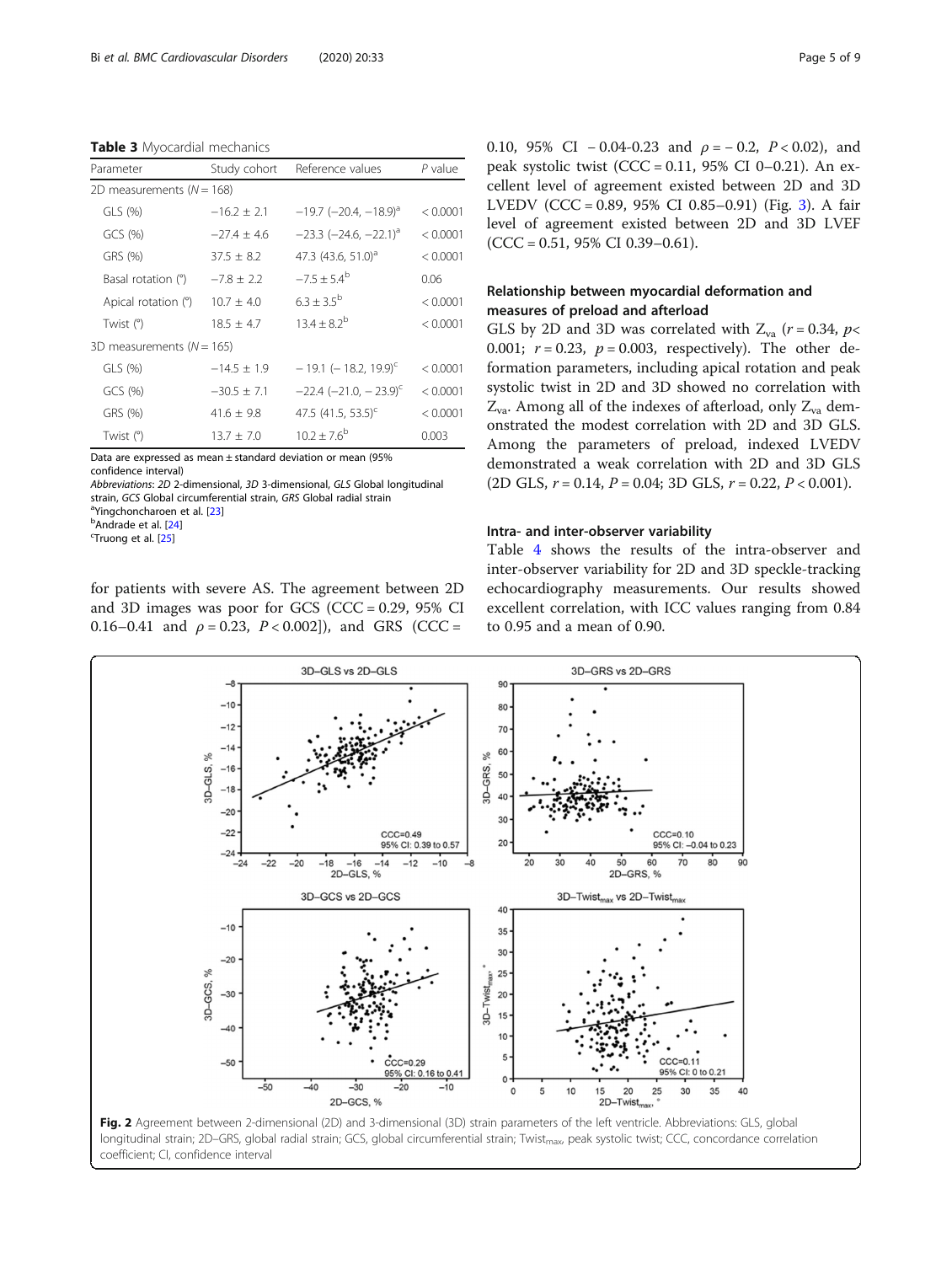**Table 3** Myocardial mechanics

| Parameter | Study cohort | Reference values | P value |
|---|---|---|---|
| 2D measurements (N = 168) | | | |
| GLS (%) | −16.2 ± 2.1 | −19.7 (−20.4, −18.9)[a] | < 0.0001 |
| GCS (%) | −27.4 ± 4.6 | −23.3 (−24.6, −22.1)[a] | < 0.0001 |
| GRS (%) | 37.5 ± 8.2 | 47.3 (43.6, 51.0)[a] | < 0.0001 |
| Basal rotation (°) | −7.8 ± 2.2 | −7.5 ± 5.4[b] | 0.06 |
| Apical rotation (°) | 10.7 ± 4.0 | 6.3 ± 3.5[b] | < 0.0001 |
| Twist (°) | 18.5 ± 4.7 | 13.4 ± 8.2[b] | < 0.0001 |
| 3D measurements (N = 165) | | | |
| GLS (%) | −14.5 ± 1.9 | − 19.1 (− 18.2, 19.9)[c] | < 0.0001 |
| GCS (%) | −30.5 ± 7.1 | −22.4 (−21.0, − 23.9)[c] | < 0.0001 |
| GRS (%) | 41.6 ± 9.8 | 47.5 (41.5, 53.5)[c] | < 0.0001 |
| Twist (°) | 13.7 ± 7.0 | 10.2 ± 7.6[b] | 0.003 |

Data are expressed as mean ± standard deviation or mean (95% confidence interval)

*Abbreviations*: *2D* 2-dimensional, *3D* 3-dimensional, *GLS* Global longitudinal strain, *GCS* Global circumferential strain, *GRS* Global radial strain

[a]Yingchoncharoen et al. [23]

[b]Andrade et al. [24]

[c]Truong et al. [25]

for patients with severe AS. The agreement between 2D and 3D images was poor for GCS (CCC = 0.29, 95% CI 0.16–0.41 and $\rho = 0.23$, $P < 0.002$]), and GRS (CCC = 0.10, 95% CI − 0.04-0.23 and $\rho = -0.2$, $P < 0.02$), and peak systolic twist (CCC = 0.11, 95% CI 0–0.21). An excellent level of agreement existed between 2D and 3D LVEDV (CCC = 0.89, 95% CI 0.85–0.91) (Fig. 3). A fair level of agreement existed between 2D and 3D LVEF (CCC = 0.51, 95% CI 0.39–0.61).

### Relationship between myocardial deformation and measures of preload and afterload

GLS by 2D and 3D was correlated with $Z_{va}$ ($r = 0.34$, $p < 0.001$; $r = 0.23$, $p = 0.003$, respectively). The other deformation parameters, including apical rotation and peak systolic twist in 2D and 3D showed no correlation with $Z_{va}$. Among all of the indexes of afterload, only $Z_{va}$ demonstrated the modest correlation with 2D and 3D GLS. Among the parameters of preload, indexed LVEDV demonstrated a weak correlation with 2D and 3D GLS (2D GLS, $r = 0.14$, $P = 0.04$; 3D GLS, $r = 0.22$, $P < 0.001$).

### Intra- and inter-observer variability

Table 4 shows the results of the intra-observer and inter-observer variability for 2D and 3D speckle-tracking echocardiography measurements. Our results showed excellent correlation, with ICC values ranging from 0.84 to 0.95 and a mean of 0.90.

**Fig. 2** Agreement between 2-dimensional (2D) and 3-dimensional (3D) strain parameters of the left ventricle. Abbreviations: GLS, global longitudinal strain; 2D–GRS, global radial strain; GCS, global circumferential strain; $Twist_{max}$, peak systolic twist; CCC, concordance correlation coefficient; CI, confidence interval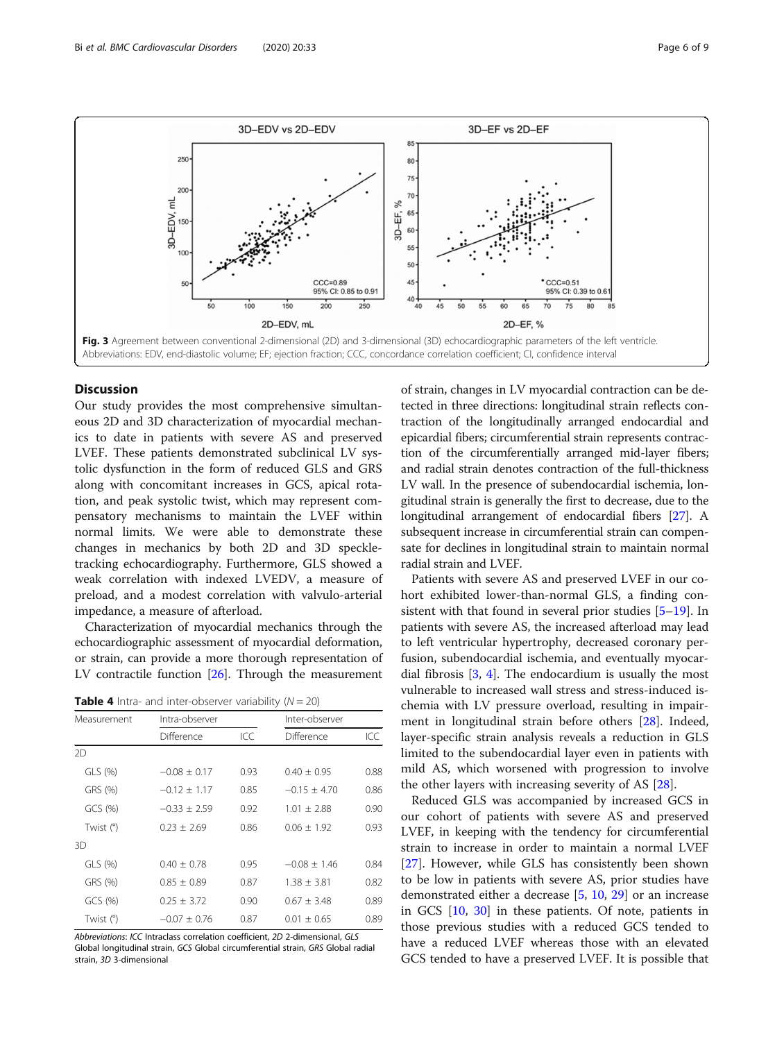Fig. 3 Agreement between conventional 2-dimensional (2D) and 3-dimensional (3D) echocardiographic parameters of the left ventricle. Abbreviations: EDV, end-diastolic volume; EF; ejection fraction; CCC, concordance correlation coefficient; CI, confidence interval

## Discussion

Our study provides the most comprehensive simultaneous 2D and 3D characterization of myocardial mechanics to date in patients with severe AS and preserved LVEF. These patients demonstrated subclinical LV systolic dysfunction in the form of reduced GLS and GRS along with concomitant increases in GCS, apical rotation, and peak systolic twist, which may represent compensatory mechanisms to maintain the LVEF within normal limits. We were able to demonstrate these changes in mechanics by both 2D and 3D speckle-tracking echocardiography. Furthermore, GLS showed a weak correlation with indexed LVEDV, a measure of preload, and a modest correlation with valvulo-arterial impedance, a measure of afterload.

Characterization of myocardial mechanics through the echocardiographic assessment of myocardial deformation, or strain, can provide a more thorough representation of LV contractile function [26]. Through the measurement of strain, changes in LV myocardial contraction can be detected in three directions: longitudinal strain reflects contraction of the longitudinally arranged endocardial and epicardial fibers; circumferential strain represents contraction of the circumferentially arranged mid-layer fibers; and radial strain denotes contraction of the full-thickness LV wall. In the presence of subendocardial ischemia, longitudinal strain is generally the first to decrease, due to the longitudinal arrangement of endocardial fibers [27]. A subsequent increase in circumferential strain can compensate for declines in longitudinal strain to maintain normal radial strain and LVEF.

**Table 4** Intra- and inter-observer variability ($N = 20$)

| Measurement | Intra-observer | | Inter-observer | |
|---|---|---|---|---|
| | Difference | ICC | Difference | ICC |
| 2D | | | | |
| GLS (%) | −0.08 ± 0.17 | 0.93 | 0.40 ± 0.95 | 0.88 |
| GRS (%) | −0.12 ± 1.17 | 0.85 | −0.15 ± 4.70 | 0.86 |
| GCS (%) | −0.33 ± 2.59 | 0.92 | 1.01 ± 2.88 | 0.90 |
| Twist (°) | 0.23 ± 2.69 | 0.86 | 0.06 ± 1.92 | 0.93 |
| 3D | | | | |
| GLS (%) | 0.40 ± 0.78 | 0.95 | −0.08 ± 1.46 | 0.84 |
| GRS (%) | 0.85 ± 0.89 | 0.87 | 1.38 ± 3.81 | 0.82 |
| GCS (%) | 0.25 ± 3.72 | 0.90 | 0.67 ± 3.48 | 0.89 |
| Twist (°) | −0.07 ± 0.76 | 0.87 | 0.01 ± 0.65 | 0.89 |

*Abbreviations*: *ICC* Intraclass correlation coefficient, *2D* 2-dimensional, *GLS* Global longitudinal strain, *GCS* Global circumferential strain, *GRS* Global radial strain, *3D* 3-dimensional

Patients with severe AS and preserved LVEF in our cohort exhibited lower-than-normal GLS, a finding consistent with that found in several prior studies [5–19]. In patients with severe AS, the increased afterload may lead to left ventricular hypertrophy, decreased coronary perfusion, subendocardial ischemia, and eventually myocardial fibrosis [3, 4]. The endocardium is usually the most vulnerable to increased wall stress and stress-induced ischemia with LV pressure overload, resulting in impairment in longitudinal strain before others [28]. Indeed, layer-specific strain analysis reveals a reduction in GLS limited to the subendocardial layer even in patients with mild AS, which worsened with progression to involve the other layers with increasing severity of AS [28].

Reduced GLS was accompanied by increased GCS in our cohort of patients with severe AS and preserved LVEF, in keeping with the tendency for circumferential strain to increase in order to maintain a normal LVEF [27]. However, while GLS has consistently been shown to be low in patients with severe AS, prior studies have demonstrated either a decrease [5, 10, 29] or an increase in GCS [10, 30] in these patients. Of note, patients in those previous studies with a reduced GCS tended to have a reduced LVEF whereas those with an elevated GCS tended to have a preserved LVEF. It is possible that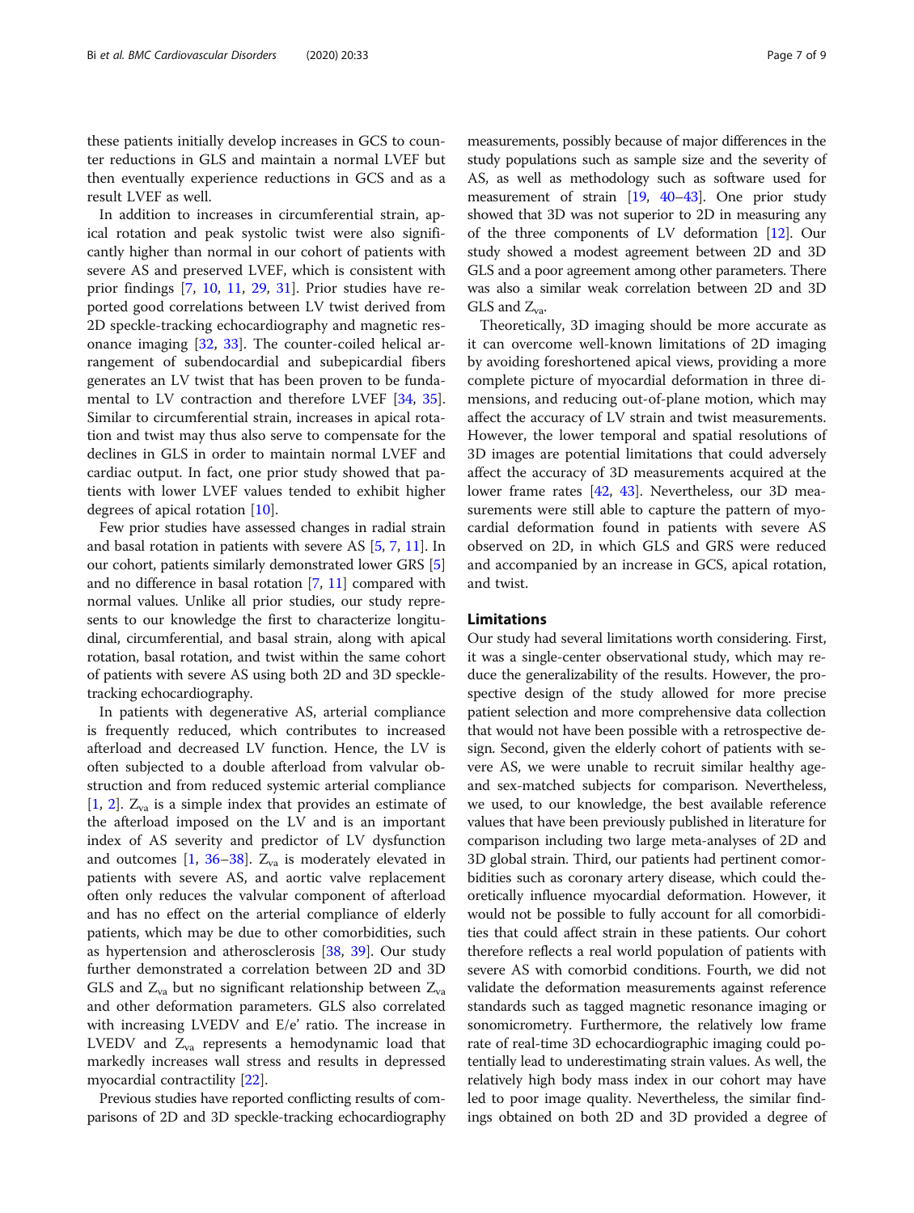these patients initially develop increases in GCS to counter reductions in GLS and maintain a normal LVEF but then eventually experience reductions in GCS and as a result LVEF as well.

In addition to increases in circumferential strain, apical rotation and peak systolic twist were also significantly higher than normal in our cohort of patients with severe AS and preserved LVEF, which is consistent with prior findings [7, 10, 11, 29, 31]. Prior studies have reported good correlations between LV twist derived from 2D speckle-tracking echocardiography and magnetic resonance imaging [32, 33]. The counter-coiled helical arrangement of subendocardial and subepicardial fibers generates an LV twist that has been proven to be fundamental to LV contraction and therefore LVEF [34, 35]. Similar to circumferential strain, increases in apical rotation and twist may thus also serve to compensate for the declines in GLS in order to maintain normal LVEF and cardiac output. In fact, one prior study showed that patients with lower LVEF values tended to exhibit higher degrees of apical rotation [10].

Few prior studies have assessed changes in radial strain and basal rotation in patients with severe AS [5, 7, 11]. In our cohort, patients similarly demonstrated lower GRS [5] and no difference in basal rotation [7, 11] compared with normal values. Unlike all prior studies, our study represents to our knowledge the first to characterize longitudinal, circumferential, and basal strain, along with apical rotation, basal rotation, and twist within the same cohort of patients with severe AS using both 2D and 3D speckle-tracking echocardiography.

In patients with degenerative AS, arterial compliance is frequently reduced, which contributes to increased afterload and decreased LV function. Hence, the LV is often subjected to a double afterload from valvular obstruction and from reduced systemic arterial compliance [1, 2]. $Z_{va}$ is a simple index that provides an estimate of the afterload imposed on the LV and is an important index of AS severity and predictor of LV dysfunction and outcomes [1, 36–38]. $Z_{va}$ is moderately elevated in patients with severe AS, and aortic valve replacement often only reduces the valvular component of afterload and has no effect on the arterial compliance of elderly patients, which may be due to other comorbidities, such as hypertension and atherosclerosis [38, 39]. Our study further demonstrated a correlation between 2D and 3D GLS and $Z_{va}$ but no significant relationship between $Z_{va}$ and other deformation parameters. GLS also correlated with increasing LVEDV and E/e' ratio. The increase in LVEDV and $Z_{va}$ represents a hemodynamic load that markedly increases wall stress and results in depressed myocardial contractility [22].

Previous studies have reported conflicting results of comparisons of 2D and 3D speckle-tracking echocardiography measurements, possibly because of major differences in the study populations such as sample size and the severity of AS, as well as methodology such as software used for measurement of strain [19, 40–43]. One prior study showed that 3D was not superior to 2D in measuring any of the three components of LV deformation [12]. Our study showed a modest agreement between 2D and 3D GLS and a poor agreement among other parameters. There was also a similar weak correlation between 2D and 3D GLS and $Z_{va}$.

Theoretically, 3D imaging should be more accurate as it can overcome well-known limitations of 2D imaging by avoiding foreshortened apical views, providing a more complete picture of myocardial deformation in three dimensions, and reducing out-of-plane motion, which may affect the accuracy of LV strain and twist measurements. However, the lower temporal and spatial resolutions of 3D images are potential limitations that could adversely affect the accuracy of 3D measurements acquired at the lower frame rates [42, 43]. Nevertheless, our 3D measurements were still able to capture the pattern of myocardial deformation found in patients with severe AS observed on 2D, in which GLS and GRS were reduced and accompanied by an increase in GCS, apical rotation, and twist.

## Limitations

Our study had several limitations worth considering. First, it was a single-center observational study, which may reduce the generalizability of the results. However, the prospective design of the study allowed for more precise patient selection and more comprehensive data collection that would not have been possible with a retrospective design. Second, given the elderly cohort of patients with severe AS, we were unable to recruit similar healthy age- and sex-matched subjects for comparison. Nevertheless, we used, to our knowledge, the best available reference values that have been previously published in literature for comparison including two large meta-analyses of 2D and 3D global strain. Third, our patients had pertinent comorbidities such as coronary artery disease, which could theoretically influence myocardial deformation. However, it would not be possible to fully account for all comorbidities that could affect strain in these patients. Our cohort therefore reflects a real world population of patients with severe AS with comorbid conditions. Fourth, we did not validate the deformation measurements against reference standards such as tagged magnetic resonance imaging or sonomicrometry. Furthermore, the relatively low frame rate of real-time 3D echocardiographic imaging could potentially lead to underestimating strain values. As well, the relatively high body mass index in our cohort may have led to poor image quality. Nevertheless, the similar findings obtained on both 2D and 3D provided a degree of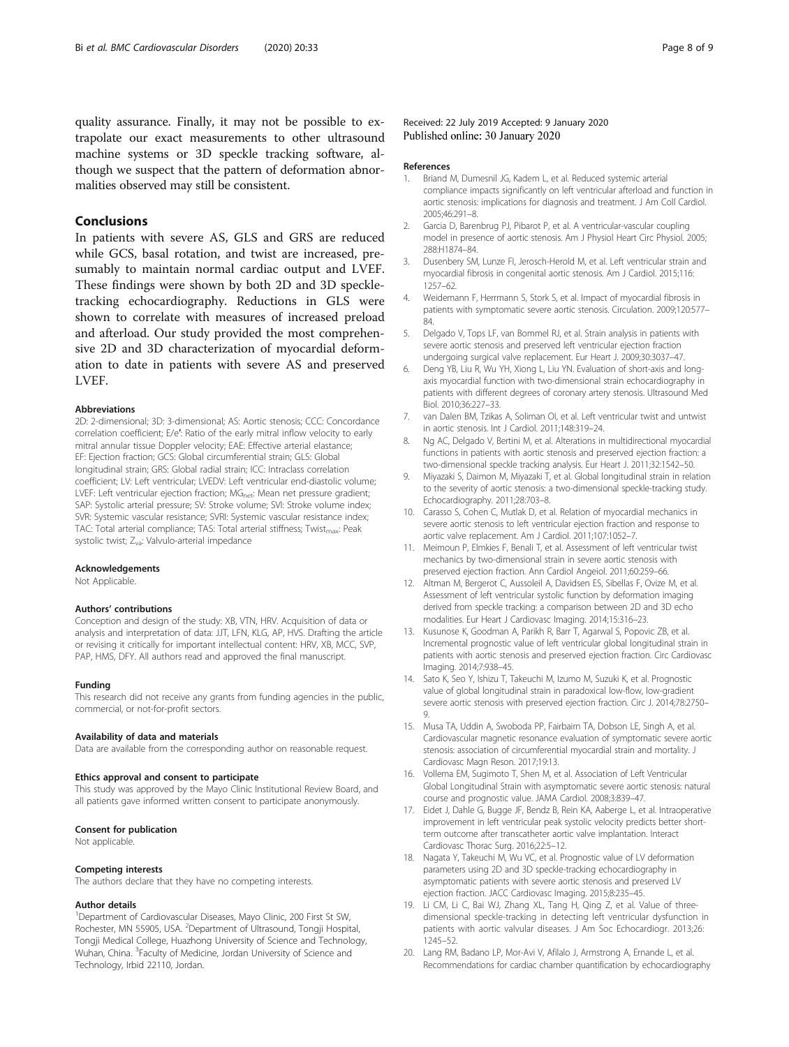quality assurance. Finally, it may not be possible to extrapolate our exact measurements to other ultrasound machine systems or 3D speckle tracking software, although we suspect that the pattern of deformation abnormalities observed may still be consistent.

## Conclusions

In patients with severe AS, GLS and GRS are reduced while GCS, basal rotation, and twist are increased, presumably to maintain normal cardiac output and LVEF. These findings were shown by both 2D and 3D speckle-tracking echocardiography. Reductions in GLS were shown to correlate with measures of increased preload and afterload. Our study provided the most comprehensive 2D and 3D characterization of myocardial deformation to date in patients with severe AS and preserved LVEF.

#### Abbreviations

2D: 2-dimensional; 3D: 3-dimensional; AS: Aortic stenosis; CCC: Concordance correlation coefficient; E/e': Ratio of the early mitral inflow velocity to early mitral annular tissue Doppler velocity; EAE: Effective arterial elastance; EF: Ejection fraction; GCS: Global circumferential strain; GLS: Global longitudinal strain; GRS: Global radial strain; ICC: Intraclass correlation coefficient; LV: Left ventricular; LVEDV: Left ventricular end-diastolic volume; LVEF: Left ventricular ejection fraction; $MG_{net}$: Mean net pressure gradient; SAP: Systolic arterial pressure; SV: Stroke volume; SVI: Stroke volume index; SVR: Systemic vascular resistance; SVRI: Systemic vascular resistance index; TAC: Total arterial compliance; TAS: Total arterial stiffness; $Twist_{max}$: Peak systolic twist; $Z_{va}$: Valvulo-arterial impedance

#### Acknowledgements

Not Applicable.

#### Authors' contributions

Conception and design of the study: XB, VTN, HRV. Acquisition of data or analysis and interpretation of data: JJT, LFN, KLG, AP, HVS. Drafting the article or revising it critically for important intellectual content: HRV, XB, MCC, SVP, PAP, HMS, DFY. All authors read and approved the final manuscript.

#### Funding

This research did not receive any grants from funding agencies in the public, commercial, or not-for-profit sectors.

#### Availability of data and materials

Data are available from the corresponding author on reasonable request.

#### Ethics approval and consent to participate

This study was approved by the Mayo Clinic Institutional Review Board, and all patients gave informed written consent to participate anonymously.

#### Consent for publication

Not applicable.

#### Competing interests

The authors declare that they have no competing interests.

#### Author details

[1]Department of Cardiovascular Diseases, Mayo Clinic, 200 First St SW, Rochester, MN 55905, USA. [2]Department of Ultrasound, Tongji Hospital, Tongji Medical College, Huazhong University of Science and Technology, Wuhan, China. [3]Faculty of Medicine, Jordan University of Science and Technology, Irbid 22110, Jordan.

Received: 22 July 2019 Accepted: 9 January 2020
Published online: 30 January 2020

#### References

1. Briand M, Dumesnil JG, Kadem L, et al. Reduced systemic arterial compliance impacts significantly on left ventricular afterload and function in aortic stenosis: implications for diagnosis and treatment. J Am Coll Cardiol. 2005;46:291–8.
2. Garcia D, Barenbrug PJ, Pibarot P, et al. A ventricular-vascular coupling model in presence of aortic stenosis. Am J Physiol Heart Circ Physiol. 2005; 288:H1874–84.
3. Dusenbery SM, Lunze FI, Jerosch-Herold M, et al. Left ventricular strain and myocardial fibrosis in congenital aortic stenosis. Am J Cardiol. 2015;116: 1257–62.
4. Weidemann F, Herrmann S, Stork S, et al. Impact of myocardial fibrosis in patients with symptomatic severe aortic stenosis. Circulation. 2009;120:577–84.
5. Delgado V, Tops LF, van Bommel RJ, et al. Strain analysis in patients with severe aortic stenosis and preserved left ventricular ejection fraction undergoing surgical valve replacement. Eur Heart J. 2009;30:3037–47.
6. Deng YB, Liu R, Wu YH, Xiong L, Liu YN. Evaluation of short-axis and long-axis myocardial function with two-dimensional strain echocardiography in patients with different degrees of coronary artery stenosis. Ultrasound Med Biol. 2010;36:227–33.
7. van Dalen BM, Tzikas A, Soliman OI, et al. Left ventricular twist and untwist in aortic stenosis. Int J Cardiol. 2011;148:319–24.
8. Ng AC, Delgado V, Bertini M, et al. Alterations in multidirectional myocardial functions in patients with aortic stenosis and preserved ejection fraction: a two-dimensional speckle tracking analysis. Eur Heart J. 2011;32:1542–50.
9. Miyazaki S, Daimon M, Miyazaki T, et al. Global longitudinal strain in relation to the severity of aortic stenosis: a two-dimensional speckle-tracking study. Echocardiography. 2011;28:703–8.
10. Carasso S, Cohen C, Mutlak D, et al. Relation of myocardial mechanics in severe aortic stenosis to left ventricular ejection fraction and response to aortic valve replacement. Am J Cardiol. 2011;107:1052–7.
11. Meimoun P, Elmkies F, Benali T, et al. Assessment of left ventricular twist mechanics by two-dimensional strain in severe aortic stenosis with preserved ejection fraction. Ann Cardiol Angeiol. 2011;60:259–66.
12. Altman M, Bergerot C, Aussoleil A, Davidsen ES, Sibellas F, Ovize M, et al. Assessment of left ventricular systolic function by deformation imaging derived from speckle tracking: a comparison between 2D and 3D echo modalities. Eur Heart J Cardiovasc Imaging. 2014;15:316–23.
13. Kusunose K, Goodman A, Parikh R, Barr T, Agarwal S, Popovic ZB, et al. Incremental prognostic value of left ventricular global longitudinal strain in patients with aortic stenosis and preserved ejection fraction. Circ Cardiovasc Imaging. 2014;7:938–45.
14. Sato K, Seo Y, Ishizu T, Takeuchi M, Izumo M, Suzuki K, et al. Prognostic value of global longitudinal strain in paradoxical low-flow, low-gradient severe aortic stenosis with preserved ejection fraction. Circ J. 2014;78:2750–9.
15. Musa TA, Uddin A, Swoboda PP, Fairbairn TA, Dobson LE, Singh A, et al. Cardiovascular magnetic resonance evaluation of symptomatic severe aortic stenosis: association of circumferential myocardial strain and mortality. J Cardiovasc Magn Reson. 2017;19:13.
16. Vollema EM, Sugimoto T, Shen M, et al. Association of Left Ventricular Global Longitudinal Strain with asymptomatic severe aortic stenosis: natural course and prognostic value. JAMA Cardiol. 2008;3:839–47.
17. Eidet J, Dahle G, Bugge JF, Bendz B, Rein KA, Aaberge L, et al. Intraoperative improvement in left ventricular peak systolic velocity predicts better short-term outcome after transcatheter aortic valve implantation. Interact Cardiovasc Thorac Surg. 2016;22:5–12.
18. Nagata Y, Takeuchi M, Wu VC, et al. Prognostic value of LV deformation parameters using 2D and 3D speckle-tracking echocardiography in asymptomatic patients with severe aortic stenosis and preserved LV ejection fraction. JACC Cardiovasc Imaging. 2015;8:235–45.
19. Li CM, Li C, Bai WJ, Zhang XL, Tang H, Qing Z, et al. Value of three-dimensional speckle-tracking in detecting left ventricular dysfunction in patients with aortic valvular diseases. J Am Soc Echocardiogr. 2013;26: 1245–52.
20. Lang RM, Badano LP, Mor-Avi V, Afilalo J, Armstrong A, Ernande L, et al. Recommendations for cardiac chamber quantification by echocardiography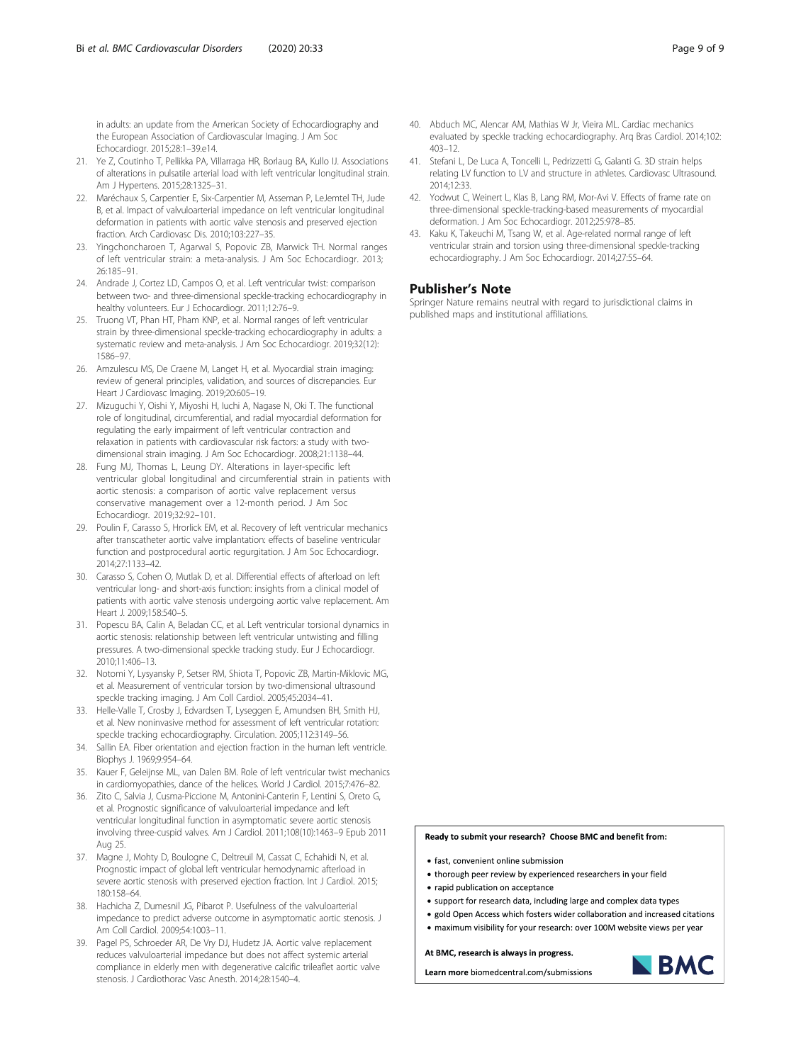in adults: an update from the American Society of Echocardiography and the European Association of Cardiovascular Imaging. J Am Soc Echocardiogr. 2015;28:1–39.e14.

21. Ye Z, Coutinho T, Pellikka PA, Villarraga HR, Borlaug BA, Kullo IJ. Associations of alterations in pulsatile arterial load with left ventricular longitudinal strain. Am J Hypertens. 2015;28:1325–31.
22. Maréchaux S, Carpentier E, Six-Carpentier M, Asseman P, LeJemtel TH, Jude B, et al. Impact of valvuloarterial impedance on left ventricular longitudinal deformation in patients with aortic valve stenosis and preserved ejection fraction. Arch Cardiovasc Dis. 2010;103:227–35.
23. Yingchoncharoen T, Agarwal S, Popovic ZB, Marwick TH. Normal ranges of left ventricular strain: a meta-analysis. J Am Soc Echocardiogr. 2013; 26:185–91.
24. Andrade J, Cortez LD, Campos O, et al. Left ventricular twist: comparison between two- and three-dimensional speckle-tracking echocardiography in healthy volunteers. Eur J Echocardiogr. 2011;12:76–9.
25. Truong VT, Phan HT, Pham KNP, et al. Normal ranges of left ventricular strain by three-dimensional speckle-tracking echocardiography in adults: a systematic review and meta-analysis. J Am Soc Echocardiogr. 2019;32(12): 1586–97.
26. Amzulescu MS, De Craene M, Langet H, et al. Myocardial strain imaging: review of general principles, validation, and sources of discrepancies. Eur Heart J Cardiovasc Imaging. 2019;20:605–19.
27. Mizuguchi Y, Oishi Y, Miyoshi H, Iuchi A, Nagase N, Oki T. The functional role of longitudinal, circumferential, and radial myocardial deformation for regulating the early impairment of left ventricular contraction and relaxation in patients with cardiovascular risk factors: a study with two-dimensional strain imaging. J Am Soc Echocardiogr. 2008;21:1138–44.
28. Fung MJ, Thomas L, Leung DY. Alterations in layer-specific left ventricular global longitudinal and circumferential strain in patients with aortic stenosis: a comparison of aortic valve replacement versus conservative management over a 12-month period. J Am Soc Echocardiogr. 2019;32:92–101.
29. Poulin F, Carasso S, Hrorlick EM, et al. Recovery of left ventricular mechanics after transcatheter aortic valve implantation: effects of baseline ventricular function and postprocedural aortic regurgitation. J Am Soc Echocardiogr. 2014;27:1133–42.
30. Carasso S, Cohen O, Mutlak D, et al. Differential effects of afterload on left ventricular long- and short-axis function: insights from a clinical model of patients with aortic valve stenosis undergoing aortic valve replacement. Am Heart J. 2009;158:540–5.
31. Popescu BA, Calin A, Beladan CC, et al. Left ventricular torsional dynamics in aortic stenosis: relationship between left ventricular untwisting and filling pressures. A two-dimensional speckle tracking study. Eur J Echocardiogr. 2010;11:406–13.
32. Notomi Y, Lysyansky P, Setser RM, Shiota T, Popovic ZB, Martin-Miklovic MG, et al. Measurement of ventricular torsion by two-dimensional ultrasound speckle tracking imaging. J Am Coll Cardiol. 2005;45:2034–41.
33. Helle-Valle T, Crosby J, Edvardsen T, Lyseggen E, Amundsen BH, Smith HJ, et al. New noninvasive method for assessment of left ventricular rotation: speckle tracking echocardiography. Circulation. 2005;112:3149–56.
34. Sallin EA. Fiber orientation and ejection fraction in the human left ventricle. Biophys J. 1969;9:954–64.
35. Kauer F, Geleijnse ML, van Dalen BM. Role of left ventricular twist mechanics in cardiomyopathies, dance of the helices. World J Cardiol. 2015;7:476–82.
36. Zito C, Salvia J, Cusma-Piccione M, Antonini-Canterin F, Lentini S, Oreto G, et al. Prognostic significance of valvuloarterial impedance and left ventricular longitudinal function in asymptomatic severe aortic stenosis involving three-cuspid valves. Am J Cardiol. 2011;108(10):1463–9 Epub 2011 Aug 25.
37. Magne J, Mohty D, Boulogne C, Deltreuil M, Cassat C, Echahidi N, et al. Prognostic impact of global left ventricular hemodynamic afterload in severe aortic stenosis with preserved ejection fraction. Int J Cardiol. 2015; 180:158–64.
38. Hachicha Z, Dumesnil JG, Pibarot P. Usefulness of the valvuloarterial impedance to predict adverse outcome in asymptomatic aortic stenosis. J Am Coll Cardiol. 2009;54:1003–11.
39. Pagel PS, Schroeder AR, De Vry DJ, Hudetz JA. Aortic valve replacement reduces valvuloarterial impedance but does not affect systemic arterial compliance in elderly men with degenerative calcific trileaflet aortic valve stenosis. J Cardiothorac Vasc Anesth. 2014;28:1540–4.
40. Abduch MC, Alencar AM, Mathias W Jr, Vieira ML. Cardiac mechanics evaluated by speckle tracking echocardiography. Arq Bras Cardiol. 2014;102: 403–12.
41. Stefani L, De Luca A, Toncelli L, Pedrizzetti G, Galanti G. 3D strain helps relating LV function to LV and structure in athletes. Cardiovasc Ultrasound. 2014;12:33.
42. Yodwut C, Weinert L, Klas B, Lang RM, Mor-Avi V. Effects of frame rate on three-dimensional speckle-tracking-based measurements of myocardial deformation. J Am Soc Echocardiogr. 2012;25:978–85.
43. Kaku K, Takeuchi M, Tsang W, et al. Age-related normal range of left ventricular strain and torsion using three-dimensional speckle-tracking echocardiography. J Am Soc Echocardiogr. 2014;27:55–64.

## Publisher's Note

Springer Nature remains neutral with regard to jurisdictional claims in published maps and institutional affiliations.

**Ready to submit your research? Choose BMC and benefit from:**

- fast, convenient online submission
- thorough peer review by experienced researchers in your field
- rapid publication on acceptance
- support for research data, including large and complex data types
- gold Open Access which fosters wider collaboration and increased citations
- maximum visibility for your research: over 100M website views per year

**At BMC, research is always in progress.**

**Learn more** biomedcentral.com/submissions